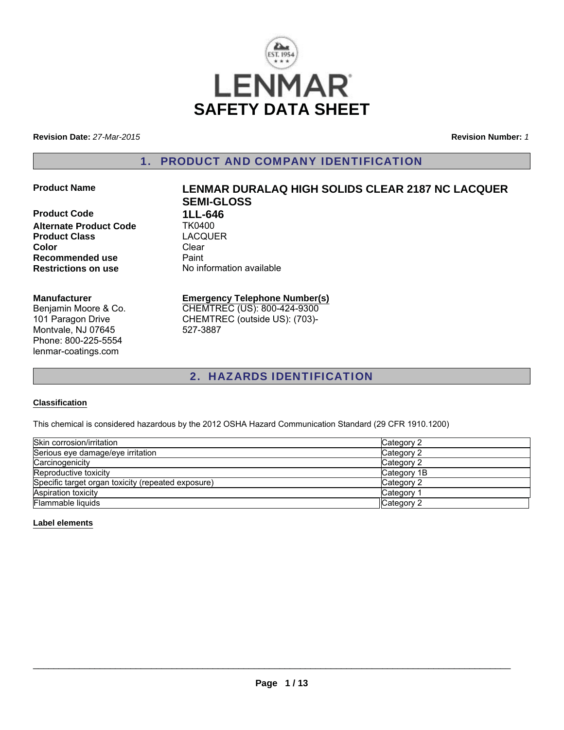# LENMAR

# SAFETY DATA SHEET

**Revision Date:** *27-Mar-2015*

**Revision Number:** *1*

## 1. PRODUCT AND COMPANY IDENTIFICATION

| | |
|---|---|
| **Product Name** | **LENMAR DURALAQ HIGH SOLIDS CLEAR 2187 NC LACQUER SEMI-GLOSS** |
| **Product Code** | **1LL-646** |
| **Alternate Product Code** | TK0400 |
| **Product Class** | LACQUER |
| **Color** | Clear |
| **Recommended use** | Paint |
| **Restrictions on use** | No information available |

**Manufacturer**
Benjamin Moore & Co.
101 Paragon Drive
Montvale, NJ 07645
Phone: 800-225-5554
lenmar-coatings.com

**Emergency Telephone Number(s)**
CHEMTREC (US): 800-424-9300
CHEMTREC (outside US): (703)-527-3887

## 2. HAZARDS IDENTIFICATION

**Classification**

This chemical is considered hazardous by the 2012 OSHA Hazard Communication Standard (29 CFR 1910.1200)

| | |
|---|---|
| Skin corrosion/irritation | Category 2 |
| Serious eye damage/eye irritation | Category 2 |
| Carcinogenicity | Category 2 |
| Reproductive toxicity | Category 1B |
| Specific target organ toxicity (repeated exposure) | Category 2 |
| Aspiration toxicity | Category 1 |
| Flammable liquids | Category 2 |

**Label elements**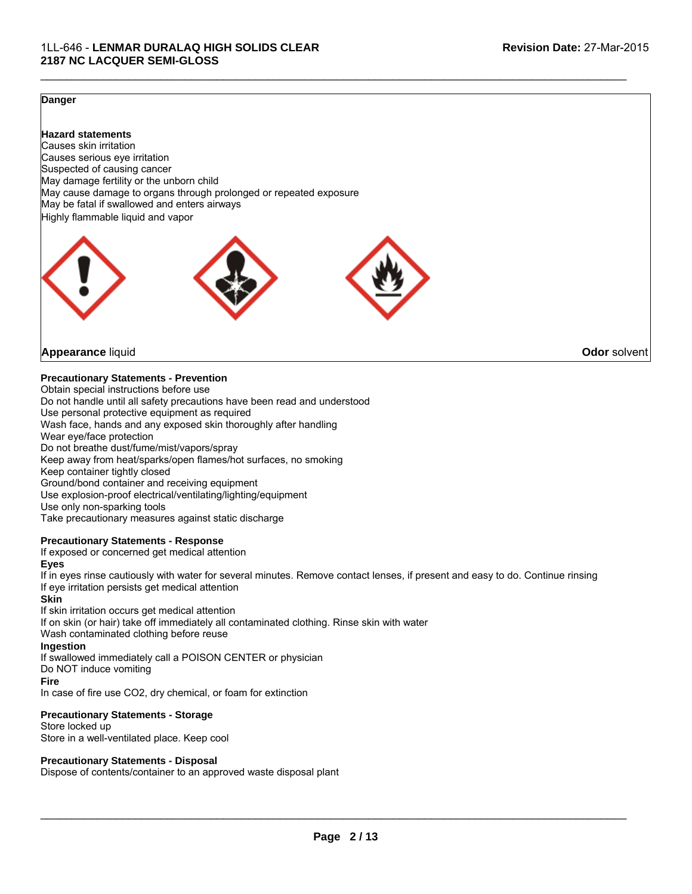**Danger**

**Hazard statements**

Causes skin irritation
Causes serious eye irritation
Suspected of causing cancer
May damage fertility or the unborn child
May cause damage to organs through prolonged or repeated exposure
May be fatal if swallowed and enters airways
Highly flammable liquid and vapor

**Appearance** liquid **Odor** solvent

**Precautionary Statements - Prevention**

Obtain special instructions before use
Do not handle until all safety precautions have been read and understood
Use personal protective equipment as required
Wash face, hands and any exposed skin thoroughly after handling
Wear eye/face protection
Do not breathe dust/fume/mist/vapors/spray
Keep away from heat/sparks/open flames/hot surfaces, no smoking
Keep container tightly closed
Ground/bond container and receiving equipment
Use explosion-proof electrical/ventilating/lighting/equipment
Use only non-sparking tools
Take precautionary measures against static discharge

**Precautionary Statements - Response**

If exposed or concerned get medical attention

**Eyes**

If in eyes rinse cautiously with water for several minutes. Remove contact lenses, if present and easy to do. Continue rinsing
If eye irritation persists get medical attention

**Skin**

If skin irritation occurs get medical attention
If on skin (or hair) take off immediately all contaminated clothing. Rinse skin with water
Wash contaminated clothing before reuse

**Ingestion**

If swallowed immediately call a POISON CENTER or physician
Do NOT induce vomiting

**Fire**

In case of fire use CO2, dry chemical, or foam for extinction

**Precautionary Statements - Storage**

Store locked up
Store in a well-ventilated place. Keep cool

**Precautionary Statements - Disposal**

Dispose of contents/container to an approved waste disposal plant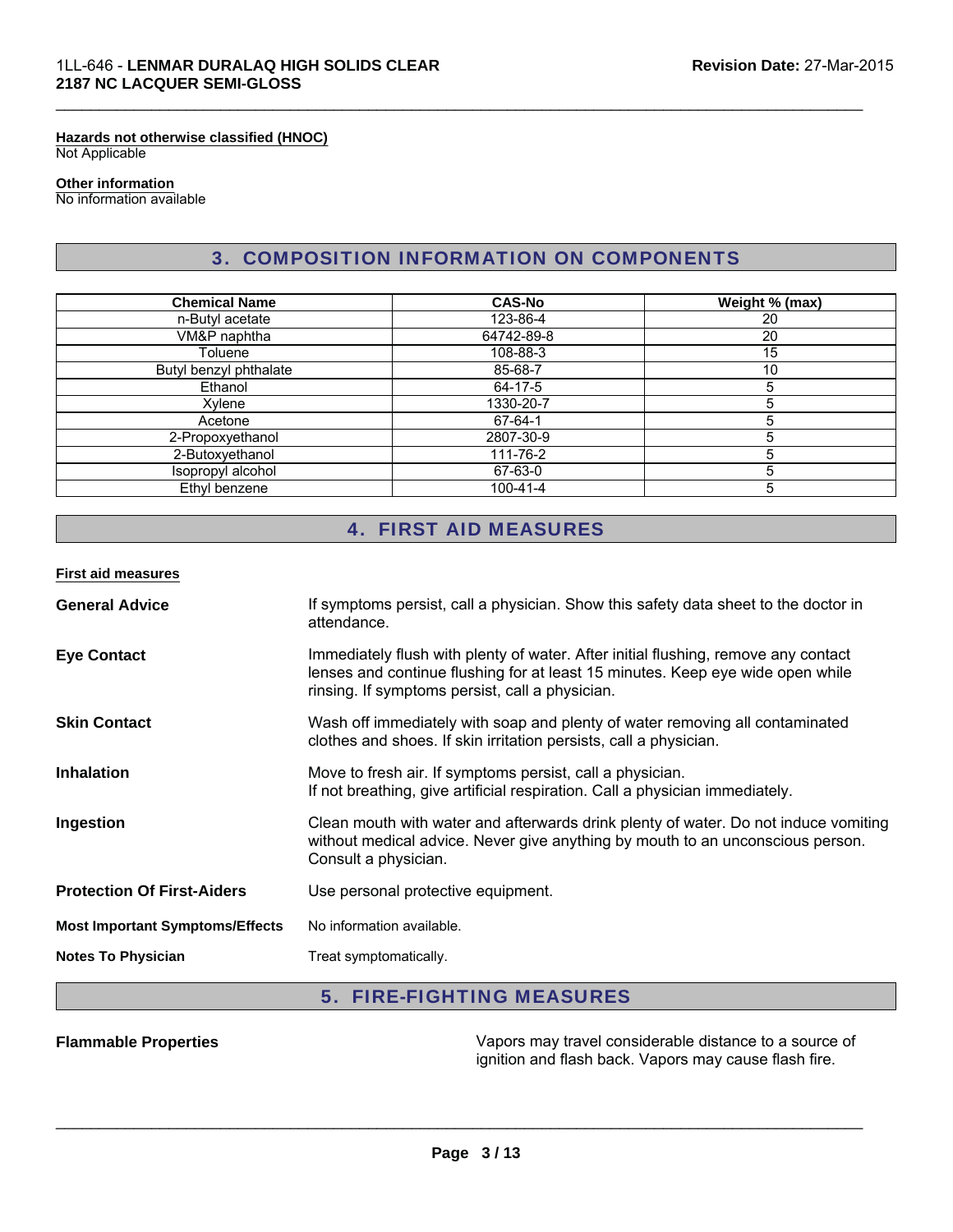**Hazards not otherwise classified (HNOC)**
Not Applicable

**Other information**
No information available

## 3. COMPOSITION INFORMATION ON COMPONENTS

| Chemical Name | CAS-No | Weight % (max) |
|---|---|---|
| n-Butyl acetate | 123-86-4 | 20 |
| VM&P naphtha | 64742-89-8 | 20 |
| Toluene | 108-88-3 | 15 |
| Butyl benzyl phthalate | 85-68-7 | 10 |
| Ethanol | 64-17-5 | 5 |
| Xylene | 1330-20-7 | 5 |
| Acetone | 67-64-1 | 5 |
| 2-Propoxyethanol | 2807-30-9 | 5 |
| 2-Butoxyethanol | 111-76-2 | 5 |
| Isopropyl alcohol | 67-63-0 | 5 |
| Ethyl benzene | 100-41-4 | 5 |

## 4. FIRST AID MEASURES

**First aid measures**

**General Advice**
If symptoms persist, call a physician. Show this safety data sheet to the doctor in attendance.

**Eye Contact**
Immediately flush with plenty of water. After initial flushing, remove any contact lenses and continue flushing for at least 15 minutes. Keep eye wide open while rinsing. If symptoms persist, call a physician.

**Skin Contact**
Wash off immediately with soap and plenty of water removing all contaminated clothes and shoes. If skin irritation persists, call a physician.

**Inhalation**
Move to fresh air. If symptoms persist, call a physician.
If not breathing, give artificial respiration. Call a physician immediately.

**Ingestion**
Clean mouth with water and afterwards drink plenty of water. Do not induce vomiting without medical advice. Never give anything by mouth to an unconscious person. Consult a physician.

**Protection Of First-Aiders**
Use personal protective equipment.

**Most Important Symptoms/Effects**
No information available.

**Notes To Physician**
Treat symptomatically.

## 5. FIRE-FIGHTING MEASURES

**Flammable Properties**
Vapors may travel considerable distance to a source of ignition and flash back. Vapors may cause flash fire.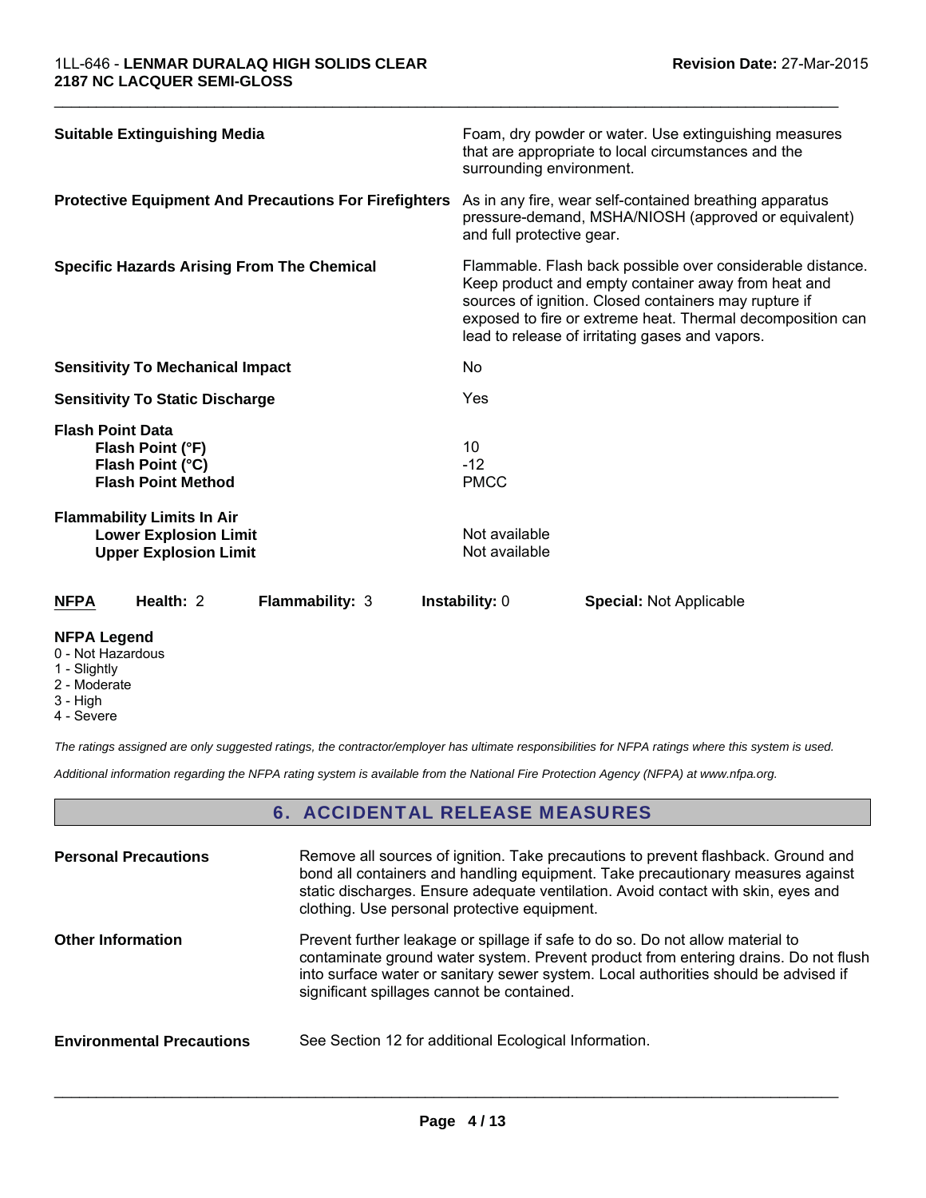| | |
|---|---|
| **Suitable Extinguishing Media** | Foam, dry powder or water. Use extinguishing measures that are appropriate to local circumstances and the surrounding environment. |
| **Protective Equipment And Precautions For Firefighters** | As in any fire, wear self-contained breathing apparatus pressure-demand, MSHA/NIOSH (approved or equivalent) and full protective gear. |
| **Specific Hazards Arising From The Chemical** | Flammable. Flash back possible over considerable distance. Keep product and empty container away from heat and sources of ignition. Closed containers may rupture if exposed to fire or extreme heat. Thermal decomposition can lead to release of irritating gases and vapors. |
| **Sensitivity To Mechanical Impact** | No |
| **Sensitivity To Static Discharge** | Yes |

**Flash Point Data**

| | |
|---|---|
| **Flash Point (°F)** | 10 |
| **Flash Point (°C)** | -12 |
| **Flash Point Method** | PMCC |

**Flammability Limits In Air**

| | |
|---|---|
| **Lower Explosion Limit** | Not available |
| **Upper Explosion Limit** | Not available |

| **NFPA** | **Health:** 2 | **Flammability:** 3 | **Instability:** 0 | **Special:** Not Applicable |
|---|---|---|---|---|

**NFPA Legend**
0 - Not Hazardous
1 - Slightly
2 - Moderate
3 - High
4 - Severe

*The ratings assigned are only suggested ratings, the contractor/employer has ultimate responsibilities for NFPA ratings where this system is used.*

*Additional information regarding the NFPA rating system is available from the National Fire Protection Agency (NFPA) at www.nfpa.org.*

## 6. ACCIDENTAL RELEASE MEASURES

| | |
|---|---|
| **Personal Precautions** | Remove all sources of ignition. Take precautions to prevent flashback. Ground and bond all containers and handling equipment. Take precautionary measures against static discharges. Ensure adequate ventilation. Avoid contact with skin, eyes and clothing. Use personal protective equipment. |
| **Other Information** | Prevent further leakage or spillage if safe to do so. Do not allow material to contaminate ground water system. Prevent product from entering drains. Do not flush into surface water or sanitary sewer system. Local authorities should be advised if significant spillages cannot be contained. |
| **Environmental Precautions** | See Section 12 for additional Ecological Information. |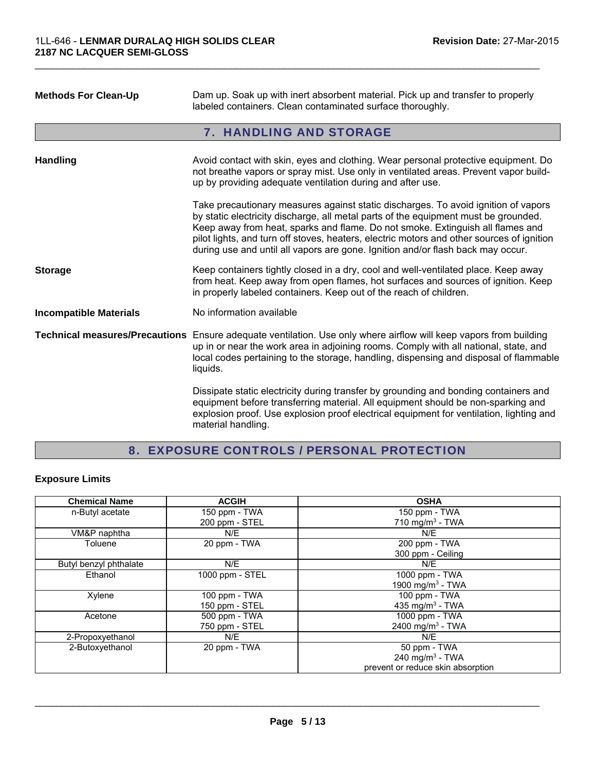| | |
|---|---|
| **Methods For Clean-Up** | Dam up. Soak up with inert absorbent material. Pick up and transfer to properly labeled containers. Clean contaminated surface thoroughly. |

## 7. HANDLING AND STORAGE

| | |
|---|---|
| **Handling** | Avoid contact with skin, eyes and clothing. Wear personal protective equipment. Do not breathe vapors or spray mist. Use only in ventilated areas. Prevent vapor build-up by providing adequate ventilation during and after use.<br><br>Take precautionary measures against static discharges. To avoid ignition of vapors by static electricity discharge, all metal parts of the equipment must be grounded. Keep away from heat, sparks and flame. Do not smoke. Extinguish all flames and pilot lights, and turn off stoves, heaters, electric motors and other sources of ignition during use and until all vapors are gone. Ignition and/or flash back may occur. |
| **Storage** | Keep containers tightly closed in a dry, cool and well-ventilated place. Keep away from heat. Keep away from open flames, hot surfaces and sources of ignition. Keep in properly labeled containers. Keep out of the reach of children. |
| **Incompatible Materials** | No information available |
| **Technical measures/Precautions** | Ensure adequate ventilation. Use only where airflow will keep vapors from building up in or near the work area in adjoining rooms. Comply with all national, state, and local codes pertaining to the storage, handling, dispensing and disposal of flammable liquids.<br><br>Dissipate static electricity during transfer by grounding and bonding containers and equipment before transferring material. All equipment should be non-sparking and explosion proof. Use explosion proof electrical equipment for ventilation, lighting and material handling. |

## 8. EXPOSURE CONTROLS / PERSONAL PROTECTION

### Exposure Limits

| Chemical Name | ACGIH | OSHA |
|---|---|---|
| n-Butyl acetate | 150 ppm - TWA<br>200 ppm - STEL | 150 ppm - TWA<br>710 mg/m³ - TWA |
| VM&P naphtha | N/E | N/E |
| Toluene | 20 ppm - TWA | 200 ppm - TWA<br>300 ppm - Ceiling |
| Butyl benzyl phthalate | N/E | N/E |
| Ethanol | 1000 ppm - STEL | 1000 ppm - TWA<br>1900 mg/m³ - TWA |
| Xylene | 100 ppm - TWA<br>150 ppm - STEL | 100 ppm - TWA<br>435 mg/m³ - TWA |
| Acetone | 500 ppm - TWA<br>750 ppm - STEL | 1000 ppm - TWA<br>2400 mg/m³ - TWA |
| 2-Propoxyethanol | N/E | N/E |
| 2-Butoxyethanol | 20 ppm - TWA | 50 ppm - TWA<br>240 mg/m³ - TWA<br>prevent or reduce skin absorption |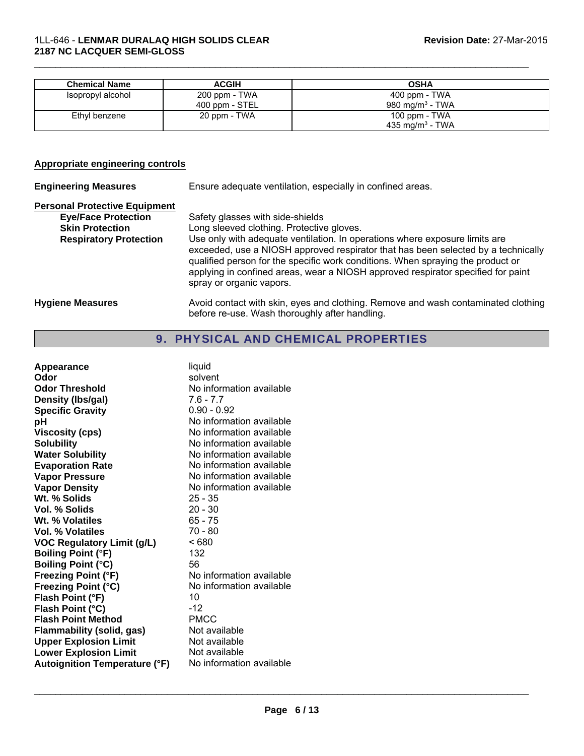| Chemical Name | ACGIH | OSHA |
|---|---|---|
| Isopropyl alcohol | 200 ppm - TWA<br>400 ppm - STEL | 400 ppm - TWA<br>980 mg/m$^3$ - TWA |
| Ethyl benzene | 20 ppm - TWA | 100 ppm - TWA<br>435 mg/m$^3$ - TWA |

**Appropriate engineering controls**

**Engineering Measures** Ensure adequate ventilation, especially in confined areas.

**Personal Protective Equipment**

**Eye/Face Protection** Safety glasses with side-shields

**Skin Protection** Long sleeved clothing. Protective gloves.

**Respiratory Protection** Use only with adequate ventilation. In operations where exposure limits are exceeded, use a NIOSH approved respirator that has been selected by a technically qualified person for the specific work conditions. When spraying the product or applying in confined areas, wear a NIOSH approved respirator specified for paint spray or organic vapors.

**Hygiene Measures** Avoid contact with skin, eyes and clothing. Remove and wash contaminated clothing before re-use. Wash thoroughly after handling.

## 9. PHYSICAL AND CHEMICAL PROPERTIES

| | |
|---|---|
| **Appearance** | liquid |
| **Odor** | solvent |
| **Odor Threshold** | No information available |
| **Density (lbs/gal)** | 7.6 - 7.7 |
| **Specific Gravity** | 0.90 - 0.92 |
| **pH** | No information available |
| **Viscosity (cps)** | No information available |
| **Solubility** | No information available |
| **Water Solubility** | No information available |
| **Evaporation Rate** | No information available |
| **Vapor Pressure** | No information available |
| **Vapor Density** | No information available |
| **Wt. % Solids** | 25 - 35 |
| **Vol. % Solids** | 20 - 30 |
| **Wt. % Volatiles** | 65 - 75 |
| **Vol. % Volatiles** | 70 - 80 |
| **VOC Regulatory Limit (g/L)** | < 680 |
| **Boiling Point (°F)** | 132 |
| **Boiling Point (°C)** | 56 |
| **Freezing Point (°F)** | No information available |
| **Freezing Point (°C)** | No information available |
| **Flash Point (°F)** | 10 |
| **Flash Point (°C)** | -12 |
| **Flash Point Method** | PMCC |
| **Flammability (solid, gas)** | Not available |
| **Upper Explosion Limit** | Not available |
| **Lower Explosion Limit** | Not available |
| **Autoignition Temperature (°F)** | No information available |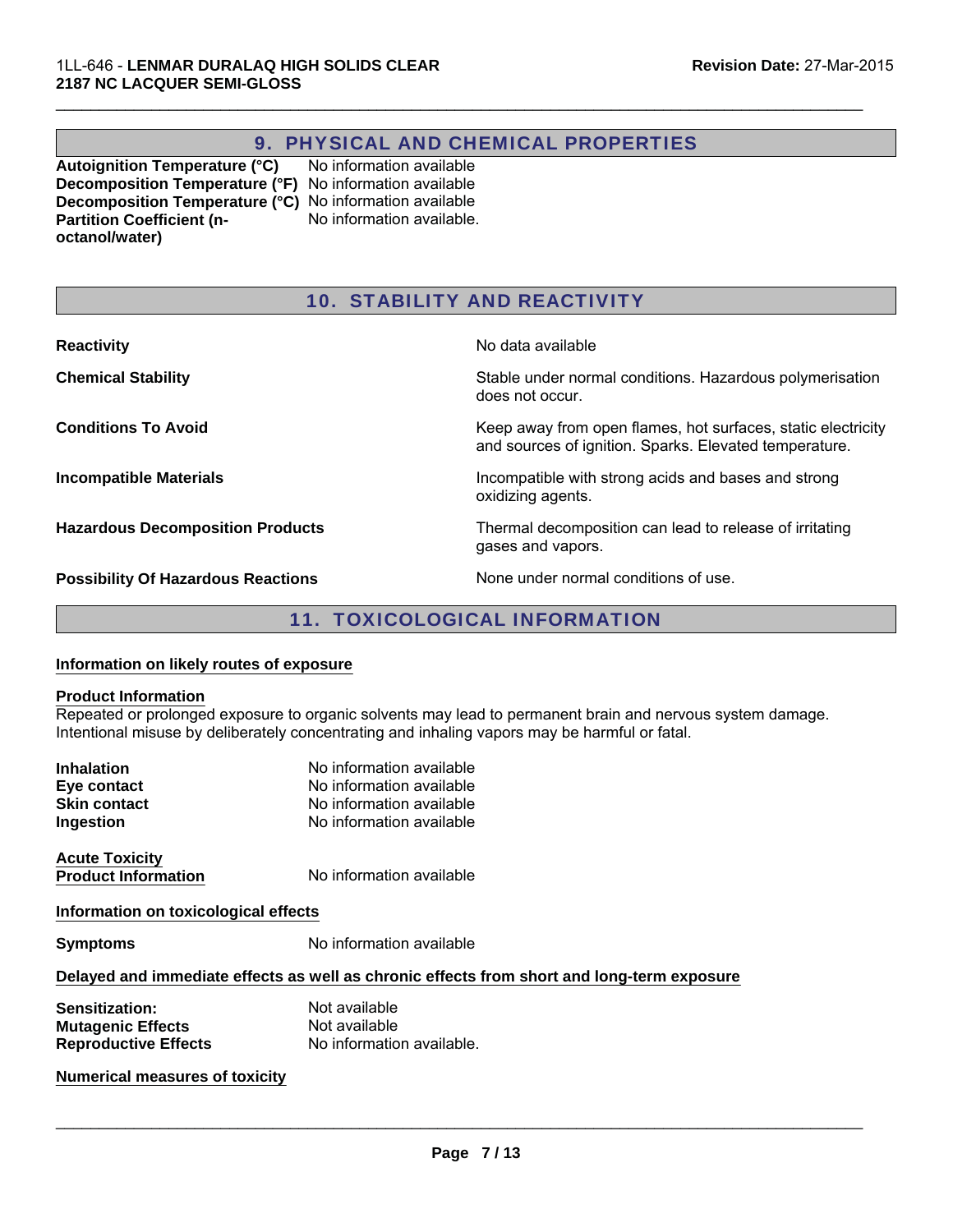## 9. PHYSICAL AND CHEMICAL PROPERTIES

| | |
|---|---|
| **Autoignition Temperature (°C)** | No information available |
| **Decomposition Temperature (°F)** | No information available |
| **Decomposition Temperature (°C)** | No information available |
| **Partition Coefficient (n-octanol/water)** | No information available. |

## 10. STABILITY AND REACTIVITY

| | |
|---|---|
| **Reactivity** | No data available |
| **Chemical Stability** | Stable under normal conditions. Hazardous polymerisation does not occur. |
| **Conditions To Avoid** | Keep away from open flames, hot surfaces, static electricity and sources of ignition. Sparks. Elevated temperature. |
| **Incompatible Materials** | Incompatible with strong acids and bases and strong oxidizing agents. |
| **Hazardous Decomposition Products** | Thermal decomposition can lead to release of irritating gases and vapors. |
| **Possibility Of Hazardous Reactions** | None under normal conditions of use. |

## 11. TOXICOLOGICAL INFORMATION

**Information on likely routes of exposure**

**Product Information**

Repeated or prolonged exposure to organic solvents may lead to permanent brain and nervous system damage. Intentional misuse by deliberately concentrating and inhaling vapors may be harmful or fatal.

| | |
|---|---|
| **Inhalation** | No information available |
| **Eye contact** | No information available |
| **Skin contact** | No information available |
| **Ingestion** | No information available |

**Acute Toxicity**

**Product Information** No information available

**Information on toxicological effects**

**Symptoms** No information available

**Delayed and immediate effects as well as chronic effects from short and long-term exposure**

| | |
|---|---|
| **Sensitization:** | Not available |
| **Mutagenic Effects** | Not available |
| **Reproductive Effects** | No information available. |

**Numerical measures of toxicity**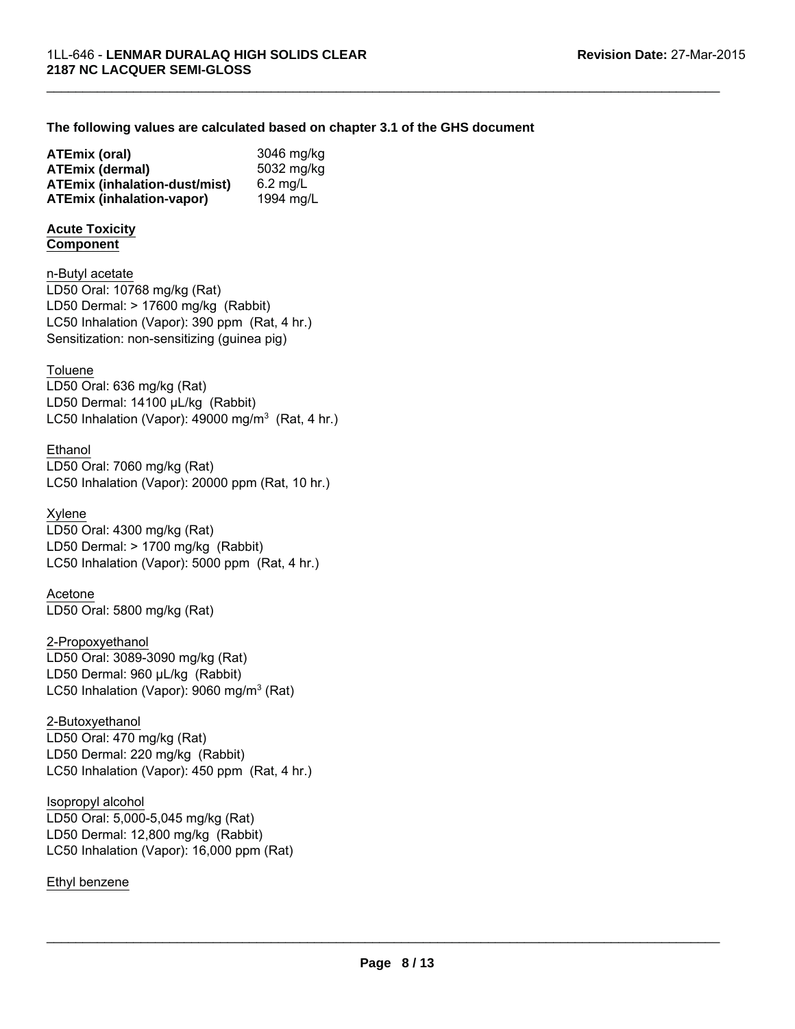**The following values are calculated based on chapter 3.1 of the GHS document**

| | |
|---|---|
| **ATEmix (oral)** | 3046 mg/kg |
| **ATEmix (dermal)** | 5032 mg/kg |
| **ATEmix (inhalation-dust/mist)** | 6.2 mg/L |
| **ATEmix (inhalation-vapor)** | 1994 mg/L |

**Acute Toxicity**
**Component**

n-Butyl acetate
LD50 Oral: 10768 mg/kg (Rat)
LD50 Dermal: > 17600 mg/kg (Rabbit)
LC50 Inhalation (Vapor): 390 ppm (Rat, 4 hr.)
Sensitization: non-sensitizing (guinea pig)

Toluene
LD50 Oral: 636 mg/kg (Rat)
LD50 Dermal: 14100 µL/kg (Rabbit)
LC50 Inhalation (Vapor): 49000 mg/m$^3$ (Rat, 4 hr.)

Ethanol
LD50 Oral: 7060 mg/kg (Rat)
LC50 Inhalation (Vapor): 20000 ppm (Rat, 10 hr.)

Xylene
LD50 Oral: 4300 mg/kg (Rat)
LD50 Dermal: > 1700 mg/kg (Rabbit)
LC50 Inhalation (Vapor): 5000 ppm (Rat, 4 hr.)

Acetone
LD50 Oral: 5800 mg/kg (Rat)

2-Propoxyethanol
LD50 Oral: 3089-3090 mg/kg (Rat)
LD50 Dermal: 960 µL/kg (Rabbit)
LC50 Inhalation (Vapor): 9060 mg/m$^3$ (Rat)

2-Butoxyethanol
LD50 Oral: 470 mg/kg (Rat)
LD50 Dermal: 220 mg/kg (Rabbit)
LC50 Inhalation (Vapor): 450 ppm (Rat, 4 hr.)

Isopropyl alcohol
LD50 Oral: 5,000-5,045 mg/kg (Rat)
LD50 Dermal: 12,800 mg/kg (Rabbit)
LC50 Inhalation (Vapor): 16,000 ppm (Rat)

Ethyl benzene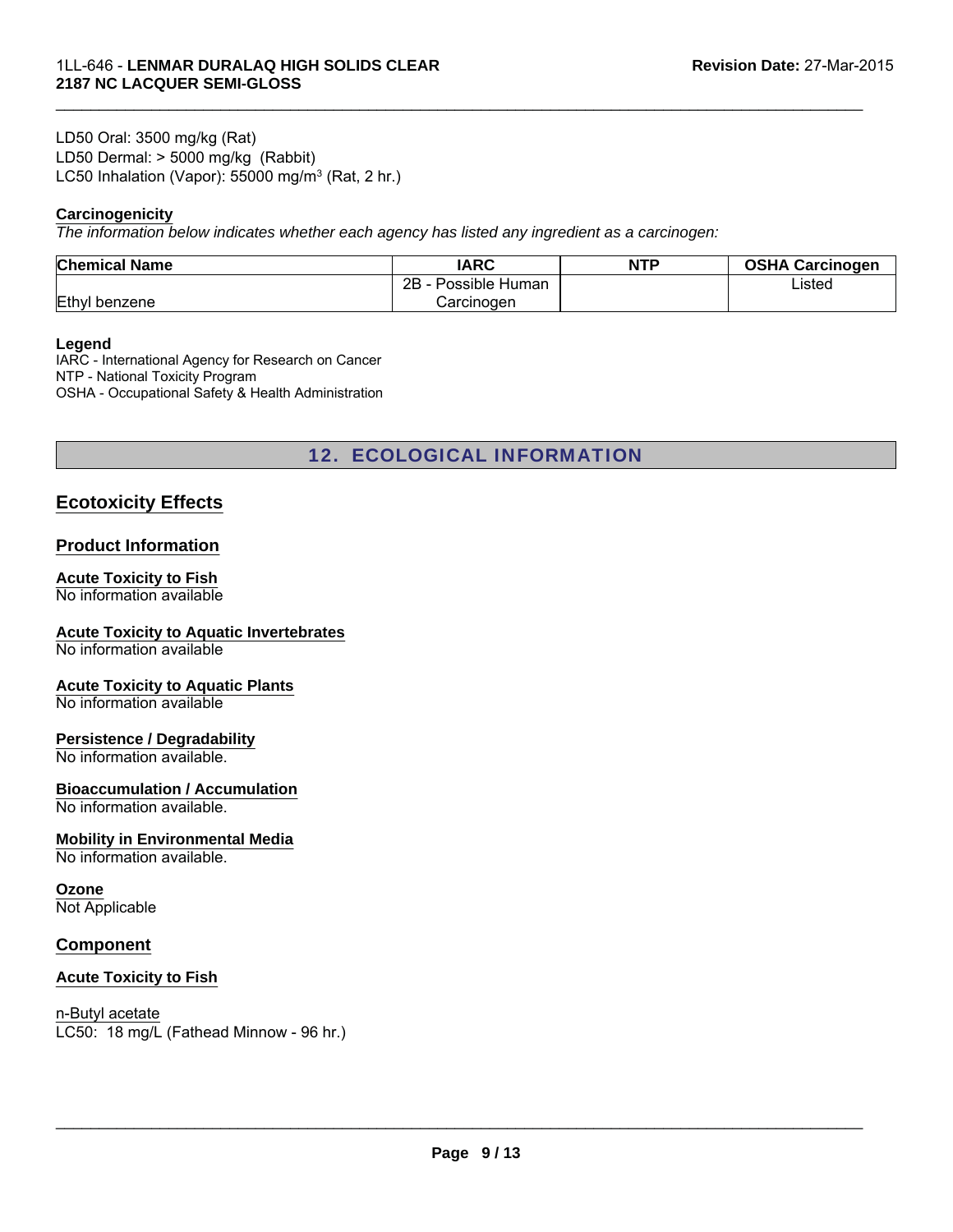LD50 Oral: 3500 mg/kg (Rat)
LD50 Dermal: > 5000 mg/kg (Rabbit)
LC50 Inhalation (Vapor): 55000 mg/m$^3$ (Rat, 2 hr.)

**Carcinogenicity**

*The information below indicates whether each agency has listed any ingredient as a carcinogen:*

| Chemical Name | IARC | NTP | OSHA Carcinogen |
|---|---|---|---|
| Ethyl benzene | 2B - Possible Human Carcinogen | | Listed |

**Legend**

IARC - International Agency for Research on Cancer
NTP - National Toxicity Program
OSHA - Occupational Safety & Health Administration

## 12. ECOLOGICAL INFORMATION

### Ecotoxicity Effects

### Product Information

**Acute Toxicity to Fish**
No information available

**Acute Toxicity to Aquatic Invertebrates**
No information available

**Acute Toxicity to Aquatic Plants**
No information available

**Persistence / Degradability**
No information available.

**Bioaccumulation / Accumulation**
No information available.

**Mobility in Environmental Media**
No information available.

**Ozone**
Not Applicable

### Component

**Acute Toxicity to Fish**

n-Butyl acetate
LC50: 18 mg/L (Fathead Minnow - 96 hr.)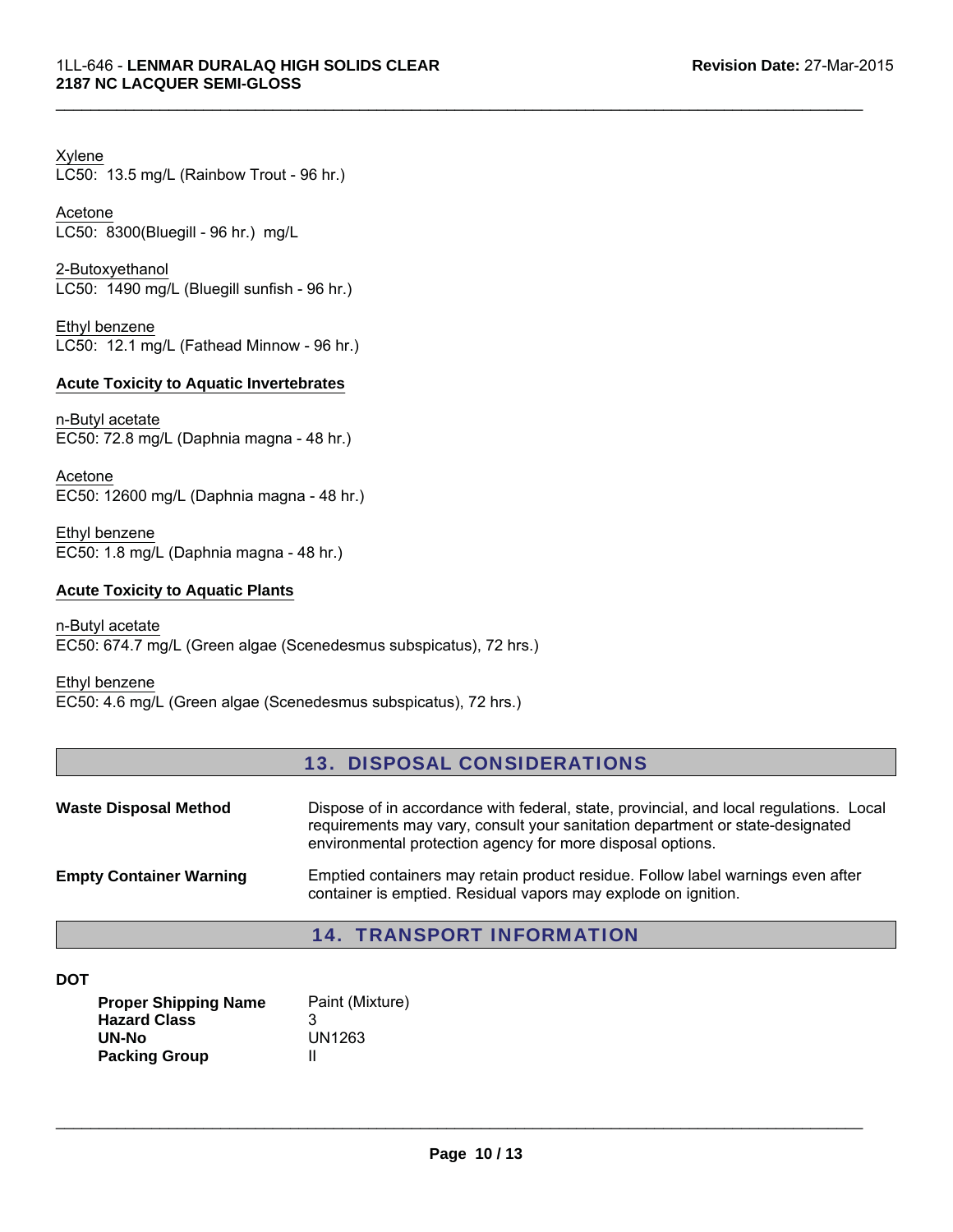Xylene
LC50: 13.5 mg/L (Rainbow Trout - 96 hr.)

Acetone
LC50: 8300(Bluegill - 96 hr.) mg/L

2-Butoxyethanol
LC50: 1490 mg/L (Bluegill sunfish - 96 hr.)

Ethyl benzene
LC50: 12.1 mg/L (Fathead Minnow - 96 hr.)

**Acute Toxicity to Aquatic Invertebrates**

n-Butyl acetate
EC50: 72.8 mg/L (Daphnia magna - 48 hr.)

Acetone
EC50: 12600 mg/L (Daphnia magna - 48 hr.)

Ethyl benzene
EC50: 1.8 mg/L (Daphnia magna - 48 hr.)

**Acute Toxicity to Aquatic Plants**

n-Butyl acetate
EC50: 674.7 mg/L (Green algae (Scenedesmus subspicatus), 72 hrs.)

Ethyl benzene
EC50: 4.6 mg/L (Green algae (Scenedesmus subspicatus), 72 hrs.)

## 13. DISPOSAL CONSIDERATIONS

**Waste Disposal Method** — Dispose of in accordance with federal, state, provincial, and local regulations. Local requirements may vary, consult your sanitation department or state-designated environmental protection agency for more disposal options.

**Empty Container Warning** — Emptied containers may retain product residue. Follow label warnings even after container is emptied. Residual vapors may explode on ignition.

## 14. TRANSPORT INFORMATION

**DOT**

| | |
|---|---|
| **Proper Shipping Name** | Paint (Mixture) |
| **Hazard Class** | 3 |
| **UN-No** | UN1263 |
| **Packing Group** | II |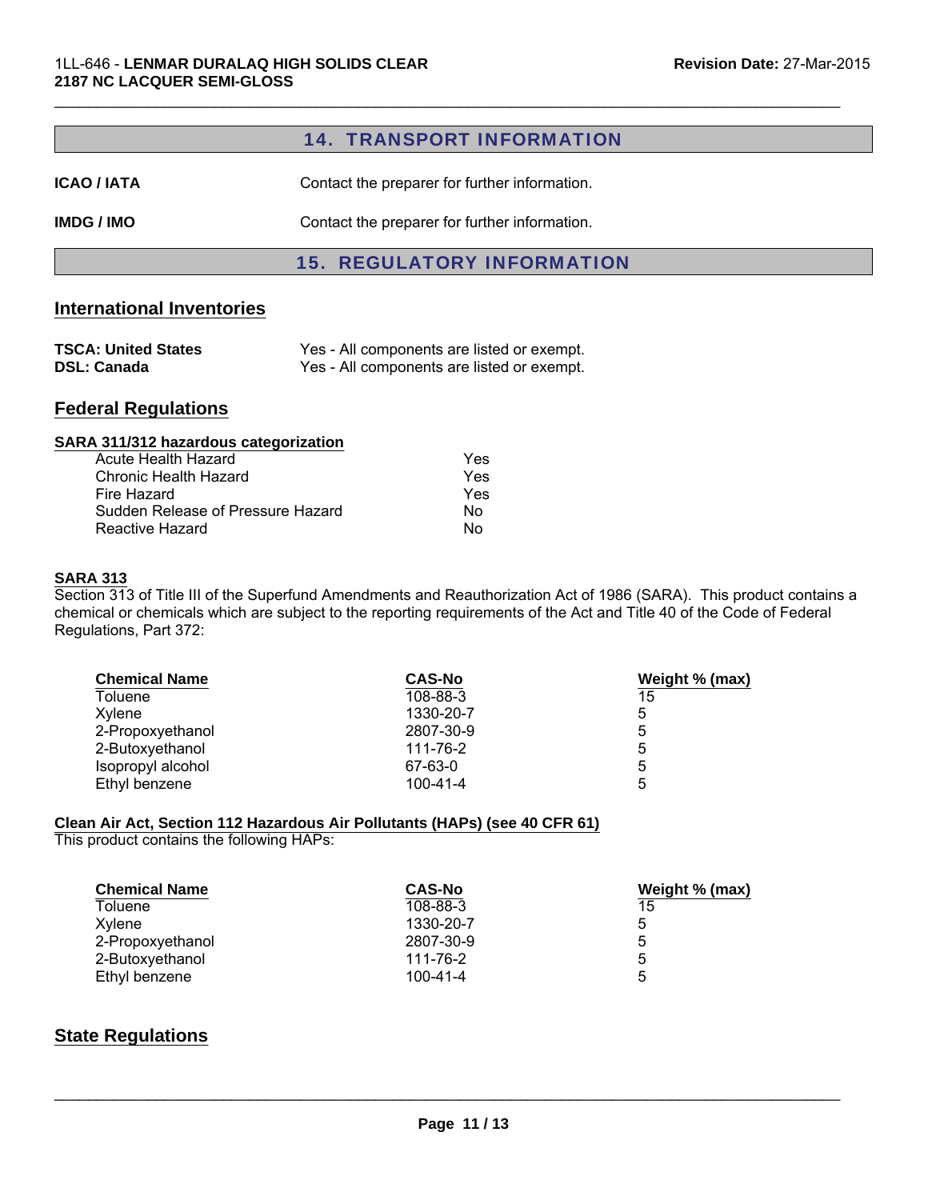## 14. TRANSPORT INFORMATION

**ICAO / IATA** Contact the preparer for further information.

**IMDG / IMO** Contact the preparer for further information.

## 15. REGULATORY INFORMATION

### International Inventories

| | |
|---|---|
| **TSCA: United States** | Yes - All components are listed or exempt. |
| **DSL: Canada** | Yes - All components are listed or exempt. |

### Federal Regulations

**SARA 311/312 hazardous categorization**

| | |
|---|---|
| Acute Health Hazard | Yes |
| Chronic Health Hazard | Yes |
| Fire Hazard | Yes |
| Sudden Release of Pressure Hazard | No |
| Reactive Hazard | No |

**SARA 313**

Section 313 of Title III of the Superfund Amendments and Reauthorization Act of 1986 (SARA). This product contains a chemical or chemicals which are subject to the reporting requirements of the Act and Title 40 of the Code of Federal Regulations, Part 372:

| Chemical Name | CAS-No | Weight % (max) |
|---|---|---|
| Toluene | 108-88-3 | 15 |
| Xylene | 1330-20-7 | 5 |
| 2-Propoxyethanol | 2807-30-9 | 5 |
| 2-Butoxyethanol | 111-76-2 | 5 |
| Isopropyl alcohol | 67-63-0 | 5 |
| Ethyl benzene | 100-41-4 | 5 |

**Clean Air Act, Section 112 Hazardous Air Pollutants (HAPs) (see 40 CFR 61)**

This product contains the following HAPs:

| Chemical Name | CAS-No | Weight % (max) |
|---|---|---|
| Toluene | 108-88-3 | 15 |
| Xylene | 1330-20-7 | 5 |
| 2-Propoxyethanol | 2807-30-9 | 5 |
| 2-Butoxyethanol | 111-76-2 | 5 |
| Ethyl benzene | 100-41-4 | 5 |

### State Regulations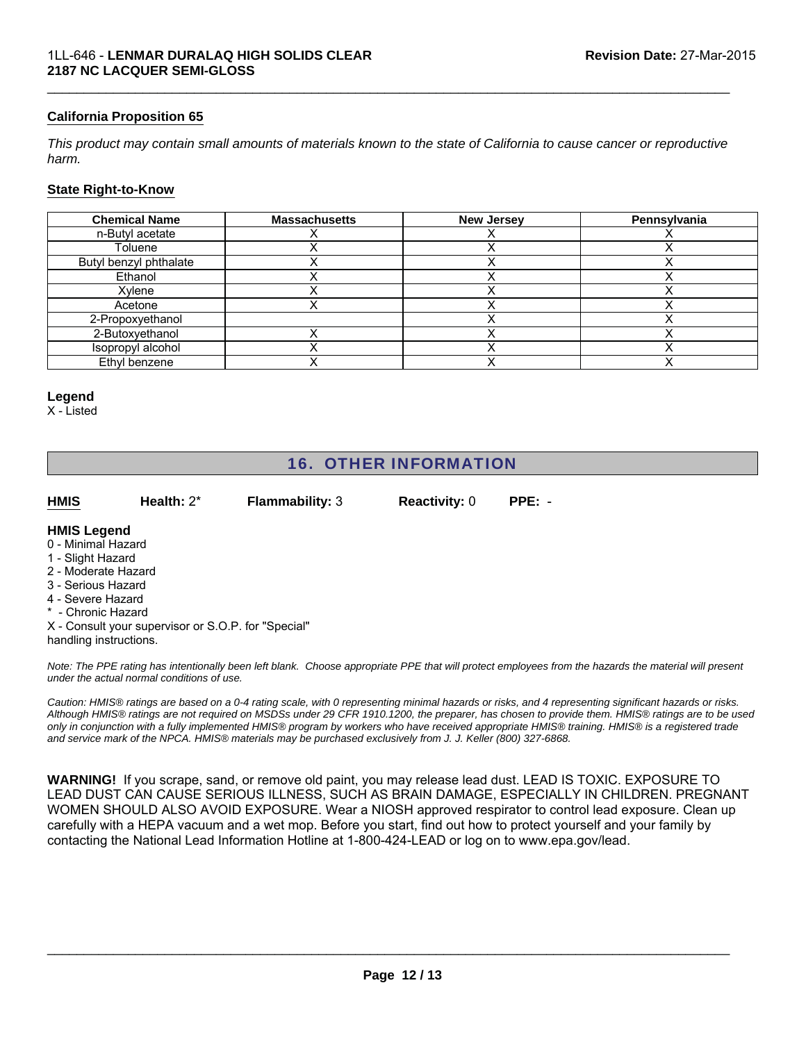### California Proposition 65

*This product may contain small amounts of materials known to the state of California to cause cancer or reproductive harm.*

### State Right-to-Know

| Chemical Name | Massachusetts | New Jersey | Pennsylvania |
|---|---|---|---|
| n-Butyl acetate | X | X | X |
| Toluene | X | X | X |
| Butyl benzyl phthalate | X | X | X |
| Ethanol | X | X | X |
| Xylene | X | X | X |
| Acetone | X | X | X |
| 2-Propoxyethanol | | X | X |
| 2-Butoxyethanol | X | X | X |
| Isopropyl alcohol | X | X | X |
| Ethyl benzene | X | X | X |

**Legend**
X - Listed

## 16. OTHER INFORMATION

**HMIS** **Health:** 2* **Flammability:** 3 **Reactivity:** 0 **PPE:** -

**HMIS Legend**
0 - Minimal Hazard
1 - Slight Hazard
2 - Moderate Hazard
3 - Serious Hazard
4 - Severe Hazard
* - Chronic Hazard
X - Consult your supervisor or S.O.P. for "Special" handling instructions.

*Note: The PPE rating has intentionally been left blank. Choose appropriate PPE that will protect employees from the hazards the material will present under the actual normal conditions of use.*

*Caution: HMIS® ratings are based on a 0-4 rating scale, with 0 representing minimal hazards or risks, and 4 representing significant hazards or risks. Although HMIS® ratings are not required on MSDSs under 29 CFR 1910.1200, the preparer, has chosen to provide them. HMIS® ratings are to be used only in conjunction with a fully implemented HMIS® program by workers who have received appropriate HMIS® training. HMIS® is a registered trade and service mark of the NPCA. HMIS® materials may be purchased exclusively from J. J. Keller (800) 327-6868.*

**WARNING!** If you scrape, sand, or remove old paint, you may release lead dust. LEAD IS TOXIC. EXPOSURE TO LEAD DUST CAN CAUSE SERIOUS ILLNESS, SUCH AS BRAIN DAMAGE, ESPECIALLY IN CHILDREN. PREGNANT WOMEN SHOULD ALSO AVOID EXPOSURE. Wear a NIOSH approved respirator to control lead exposure. Clean up carefully with a HEPA vacuum and a wet mop. Before you start, find out how to protect yourself and your family by contacting the National Lead Information Hotline at 1-800-424-LEAD or log on to www.epa.gov/lead.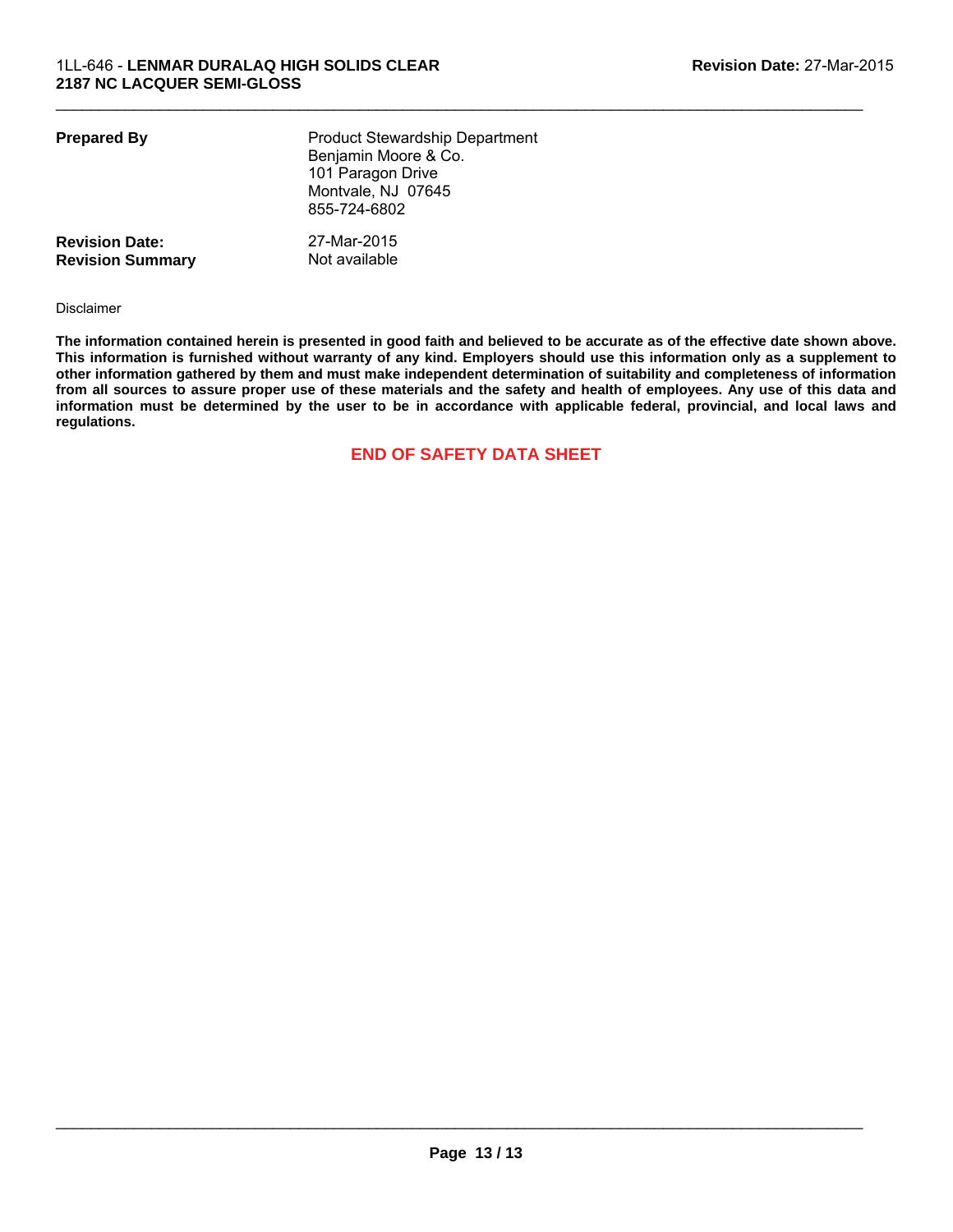| | |
|---|---|
| **Prepared By** | Product Stewardship Department<br>Benjamin Moore & Co.<br>101 Paragon Drive<br>Montvale, NJ 07645<br>855-724-6802 |
| **Revision Date:** | 27-Mar-2015 |
| **Revision Summary** | Not available |

Disclaimer

**The information contained herein is presented in good faith and believed to be accurate as of the effective date shown above. This information is furnished without warranty of any kind. Employers should use this information only as a supplement to other information gathered by them and must make independent determination of suitability and completeness of information from all sources to assure proper use of these materials and the safety and health of employees. Any use of this data and information must be determined by the user to be in accordance with applicable federal, provincial, and local laws and regulations.**

**END OF SAFETY DATA SHEET**